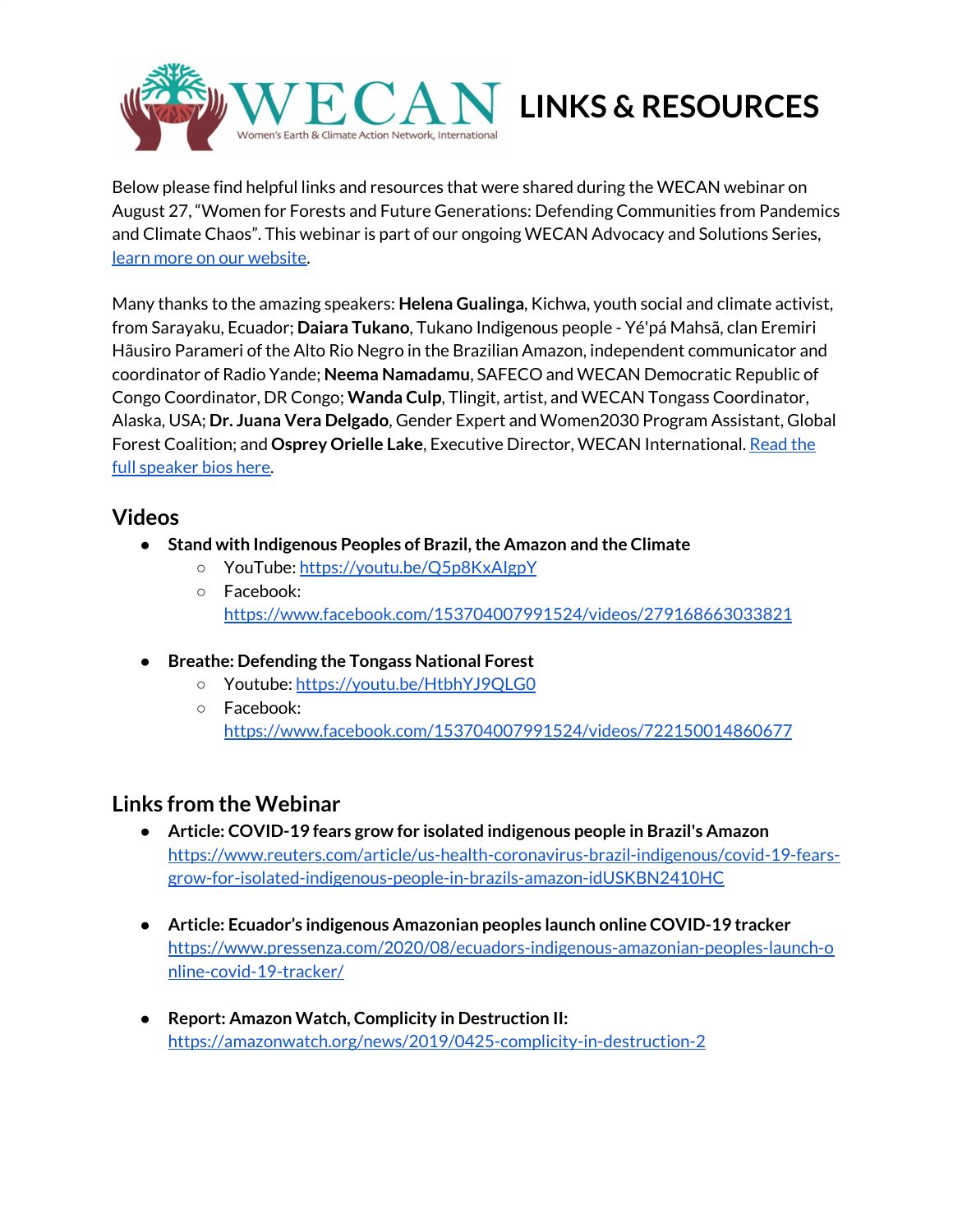# WECAN LINKS & RESOURCES

Women's Earth & Climate Action Network, International

Below please find helpful links and resources that were shared during the WECAN webinar on August 27, "Women for Forests and Future Generations: Defending Communities from Pandemics and Climate Chaos". This webinar is part of our ongoing WECAN Advocacy and Solutions Series, learn more on our website.

Many thanks to the amazing speakers: **Helena Gualinga**, Kichwa, youth social and climate activist, from Sarayaku, Ecuador; **Daiara Tukano**, Tukano Indigenous people - Yé'pá Mahsã, clan Eremiri Hãusiro Parameri of the Alto Rio Negro in the Brazilian Amazon, independent communicator and coordinator of Radio Yande; **Neema Namadamu**, SAFECO and WECAN Democratic Republic of Congo Coordinator, DR Congo; **Wanda Culp**, Tlingit, artist, and WECAN Tongass Coordinator, Alaska, USA; **Dr. Juana Vera Delgado**, Gender Expert and Women2030 Program Assistant, Global Forest Coalition; and **Osprey Orielle Lake**, Executive Director, WECAN International. Read the full speaker bios here.

## Videos

- **Stand with Indigenous Peoples of Brazil, the Amazon and the Climate**
  - YouTube: https://youtu.be/Q5p8KxAlgpY
  - Facebook: https://www.facebook.com/153704007991524/videos/279168663033821
- **Breathe: Defending the Tongass National Forest**
  - Youtube: https://youtu.be/HtbhYJ9QLG0
  - Facebook: https://www.facebook.com/153704007991524/videos/722150014860677

## Links from the Webinar

- **Article: COVID-19 fears grow for isolated indigenous people in Brazil's Amazon** https://www.reuters.com/article/us-health-coronavirus-brazil-indigenous/covid-19-fears-grow-for-isolated-indigenous-people-in-brazils-amazon-idUSKBN2410HC
- **Article: Ecuador's indigenous Amazonian peoples launch online COVID-19 tracker** https://www.pressenza.com/2020/08/ecuadors-indigenous-amazonian-peoples-launch-online-covid-19-tracker/
- **Report: Amazon Watch, Complicity in Destruction II:** https://amazonwatch.org/news/2019/0425-complicity-in-destruction-2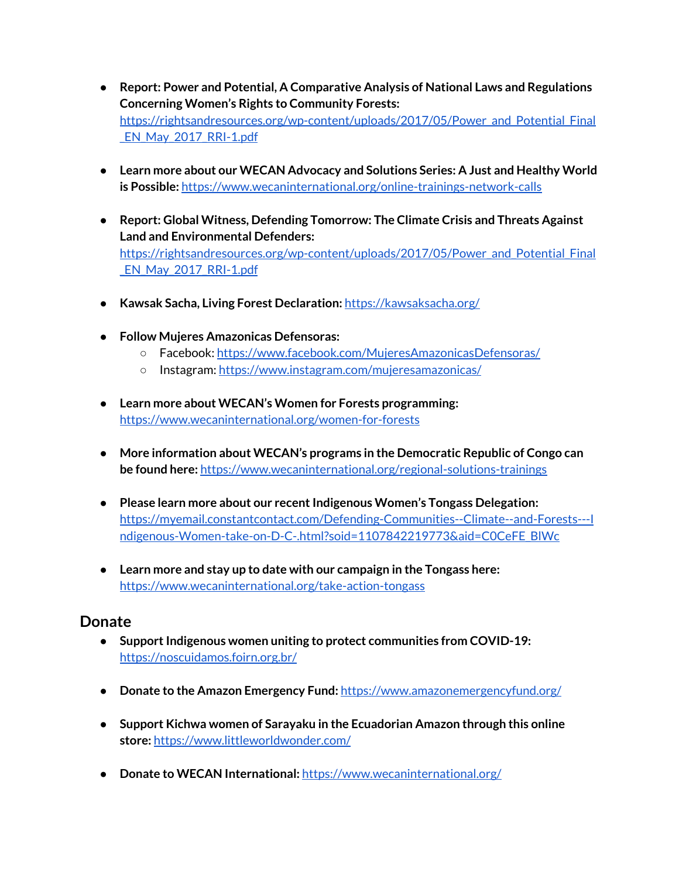- **Report: Power and Potential, A Comparative Analysis of National Laws and Regulations Concerning Women's Rights to Community Forests:** https://rightsandresources.org/wp-content/uploads/2017/05/Power_and_Potential_Final_EN_May_2017_RRI-1.pdf

- **Learn more about our WECAN Advocacy and Solutions Series: A Just and Healthy World is Possible:** https://www.wecaninternational.org/online-trainings-network-calls

- **Report: Global Witness, Defending Tomorrow: The Climate Crisis and Threats Against Land and Environmental Defenders:** https://rightsandresources.org/wp-content/uploads/2017/05/Power_and_Potential_Final_EN_May_2017_RRI-1.pdf

- **Kawsak Sacha, Living Forest Declaration:** https://kawsaksacha.org/

- **Follow Mujeres Amazonicas Defensoras:**
  - Facebook: https://www.facebook.com/MujeresAmazonicasDefensoras/
  - Instagram: https://www.instagram.com/mujeresamazonicas/

- **Learn more about WECAN's Women for Forests programming:** https://www.wecaninternational.org/women-for-forests

- **More information about WECAN's programs in the Democratic Republic of Congo can be found here:** https://www.wecaninternational.org/regional-solutions-trainings

- **Please learn more about our recent Indigenous Women's Tongass Delegation:** https://myemail.constantcontact.com/Defending-Communities--Climate--and-Forests---Indigenous-Women-take-on-D-C-.html?soid=1107842219773&aid=C0CeFE_BlWc

- **Learn more and stay up to date with our campaign in the Tongass here:** https://www.wecaninternational.org/take-action-tongass

## Donate

- **Support Indigenous women uniting to protect communities from COVID-19:** https://noscuidamos.foirn.org.br/

- **Donate to the Amazon Emergency Fund:** https://www.amazonemergencyfund.org/

- **Support Kichwa women of Sarayaku in the Ecuadorian Amazon through this online store:** https://www.littleworldwonder.com/

- **Donate to WECAN International:** https://www.wecaninternational.org/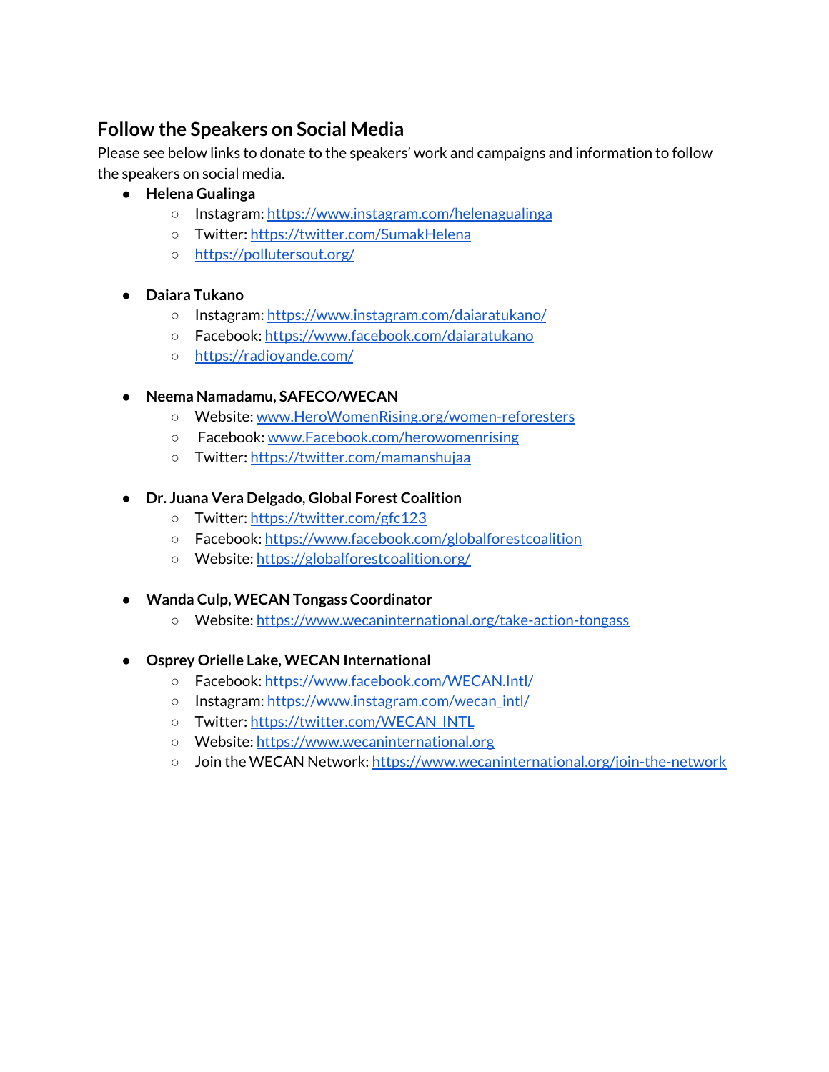## Follow the Speakers on Social Media

Please see below links to donate to the speakers' work and campaigns and information to follow the speakers on social media.

- **Helena Gualinga**
  - Instagram: https://www.instagram.com/helenagualinga
  - Twitter: https://twitter.com/SumakHelena
  - https://pollutersout.org/

- **Daiara Tukano**
  - Instagram: https://www.instagram.com/daiaratukano/
  - Facebook: https://www.facebook.com/daiaratukano
  - https://radioyande.com/

- **Neema Namadamu, SAFECO/WECAN**
  - Website: www.HeroWomenRising.org/women-reforesters
  - Facebook: www.Facebook.com/herowomenrising
  - Twitter: https://twitter.com/mamanshujaa

- **Dr. Juana Vera Delgado, Global Forest Coalition**
  - Twitter: https://twitter.com/gfc123
  - Facebook: https://www.facebook.com/globalforestcoalition
  - Website: https://globalforestcoalition.org/

- **Wanda Culp, WECAN Tongass Coordinator**
  - Website: https://www.wecaninternational.org/take-action-tongass

- **Osprey Orielle Lake, WECAN International**
  - Facebook: https://www.facebook.com/WECAN.Intl/
  - Instagram: https://www.instagram.com/wecan_intl/
  - Twitter: https://twitter.com/WECAN_INTL
  - Website: https://www.wecaninternational.org
  - Join the WECAN Network: https://www.wecaninternational.org/join-the-network